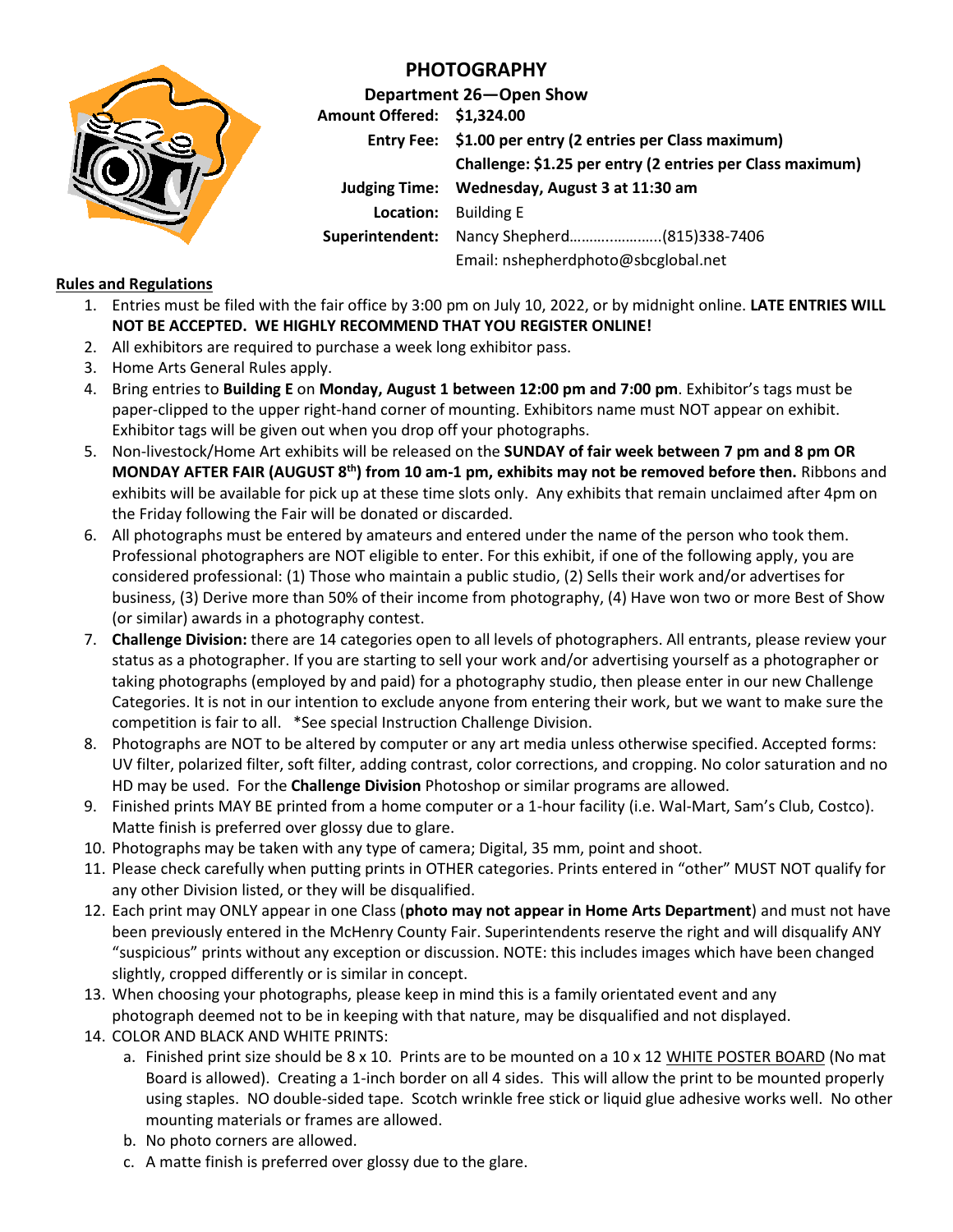# PHOTOGRAPHY

## Department 26—Open Show

**Amount Offered:** **$1,324.00**

**Entry Fee:** **$1.00 per entry (2 entries per Class maximum)**

**Challenge: $1.25 per entry (2 entries per Class maximum)**

**Judging Time:** **Wednesday, August 3 at 11:30 am**

**Location:** Building E

**Superintendent:** Nancy Shepherd…………………..(815)338-7406

Email: nshepherdphoto@sbcglobal.net

**Rules and Regulations**

1. Entries must be filed with the fair office by 3:00 pm on July 10, 2022, or by midnight online. **LATE ENTRIES WILL NOT BE ACCEPTED. WE HIGHLY RECOMMEND THAT YOU REGISTER ONLINE!**
2. All exhibitors are required to purchase a week long exhibitor pass.
3. Home Arts General Rules apply.
4. Bring entries to **Building E** on **Monday, August 1 between 12:00 pm and 7:00 pm**. Exhibitor's tags must be paper-clipped to the upper right-hand corner of mounting. Exhibitors name must NOT appear on exhibit. Exhibitor tags will be given out when you drop off your photographs.
5. Non-livestock/Home Art exhibits will be released on the **SUNDAY of fair week between 7 pm and 8 pm OR MONDAY AFTER FAIR (AUGUST 8th) from 10 am-1 pm, exhibits may not be removed before then.** Ribbons and exhibits will be available for pick up at these time slots only. Any exhibits that remain unclaimed after 4pm on the Friday following the Fair will be donated or discarded.
6. All photographs must be entered by amateurs and entered under the name of the person who took them. Professional photographers are NOT eligible to enter. For this exhibit, if one of the following apply, you are considered professional: (1) Those who maintain a public studio, (2) Sells their work and/or advertises for business, (3) Derive more than 50% of their income from photography, (4) Have won two or more Best of Show (or similar) awards in a photography contest.
7. **Challenge Division:** there are 14 categories open to all levels of photographers. All entrants, please review your status as a photographer. If you are starting to sell your work and/or advertising yourself as a photographer or taking photographs (employed by and paid) for a photography studio, then please enter in our new Challenge Categories. It is not in our intention to exclude anyone from entering their work, but we want to make sure the competition is fair to all. *See special Instruction Challenge Division.
8. Photographs are NOT to be altered by computer or any art media unless otherwise specified. Accepted forms: UV filter, polarized filter, soft filter, adding contrast, color corrections, and cropping. No color saturation and no HD may be used. For the **Challenge Division** Photoshop or similar programs are allowed.
9. Finished prints MAY BE printed from a home computer or a 1-hour facility (i.e. Wal-Mart, Sam's Club, Costco). Matte finish is preferred over glossy due to glare.
10. Photographs may be taken with any type of camera; Digital, 35 mm, point and shoot.
11. Please check carefully when putting prints in OTHER categories. Prints entered in "other" MUST NOT qualify for any other Division listed, or they will be disqualified.
12. Each print may ONLY appear in one Class (**photo may not appear in Home Arts Department**) and must not have been previously entered in the McHenry County Fair. Superintendents reserve the right and will disqualify ANY "suspicious" prints without any exception or discussion. NOTE: this includes images which have been changed slightly, cropped differently or is similar in concept.
13. When choosing your photographs, please keep in mind this is a family orientated event and any photograph deemed not to be in keeping with that nature, may be disqualified and not displayed.
14. COLOR AND BLACK AND WHITE PRINTS:
    a. Finished print size should be 8 x 10. Prints are to be mounted on a 10 x 12 WHITE POSTER BOARD (No mat Board is allowed). Creating a 1-inch border on all 4 sides. This will allow the print to be mounted properly using staples. NO double-sided tape. Scotch wrinkle free stick or liquid glue adhesive works well. No other mounting materials or frames are allowed.
    b. No photo corners are allowed.
    c. A matte finish is preferred over glossy due to the glare.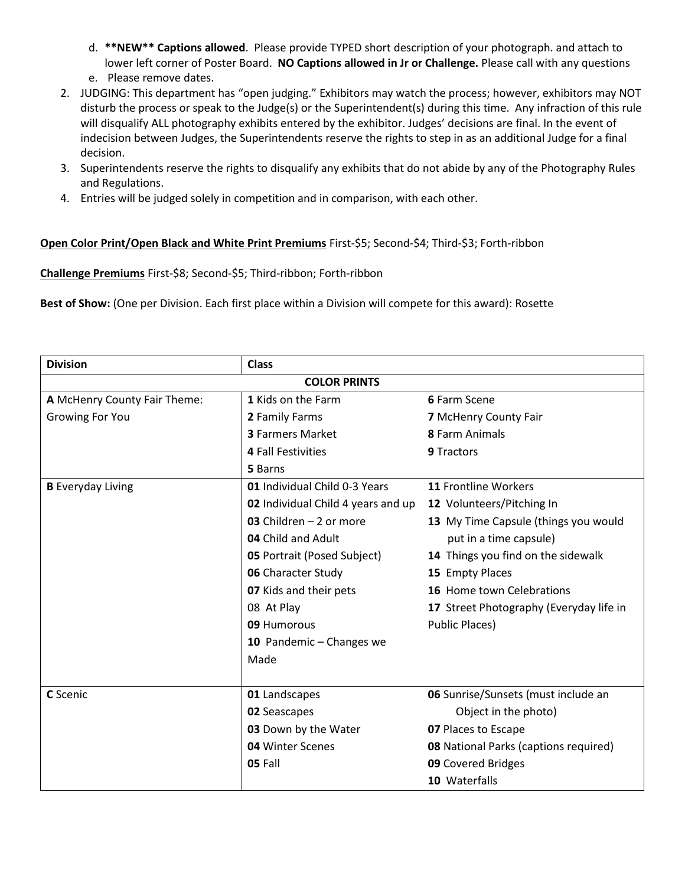d. **\*\*NEW\*\* Captions allowed**. Please provide TYPED short description of your photograph. and attach to lower left corner of Poster Board. **NO Captions allowed in Jr or Challenge.** Please call with any questions
   e. Please remove dates.
2. JUDGING: This department has "open judging." Exhibitors may watch the process; however, exhibitors may NOT disturb the process or speak to the Judge(s) or the Superintendent(s) during this time. Any infraction of this rule will disqualify ALL photography exhibits entered by the exhibitor. Judges' decisions are final. In the event of indecision between Judges, the Superintendents reserve the rights to step in as an additional Judge for a final decision.
3. Superintendents reserve the rights to disqualify any exhibits that do not abide by any of the Photography Rules and Regulations.
4. Entries will be judged solely in competition and in comparison, with each other.

**Open Color Print/Open Black and White Print Premiums** First-$5; Second-$4; Third-$3; Forth-ribbon

**Challenge Premiums** First-$8; Second-$5; Third-ribbon; Forth-ribbon

**Best of Show:** (One per Division. Each first place within a Division will compete for this award): Rosette

| Division | Class | |
|---|---|---|
| | **COLOR PRINTS** | |
| **A** McHenry County Fair Theme: Growing For You | **1** Kids on the Farm<br>**2** Family Farms<br>**3** Farmers Market<br>**4** Fall Festivities<br>**5** Barns | **6** Farm Scene<br>**7** McHenry County Fair<br>**8** Farm Animals<br>**9** Tractors |
| **B** Everyday Living | **01** Individual Child 0-3 Years<br>**02** Individual Child 4 years and up<br>**03** Children – 2 or more<br>**04** Child and Adult<br>**05** Portrait (Posed Subject)<br>**06** Character Study<br>**07** Kids and their pets<br>08 At Play<br>**09** Humorous<br>**10** Pandemic – Changes we Made | **11** Frontline Workers<br>**12** Volunteers/Pitching In<br>**13** My Time Capsule (things you would put in a time capsule)<br>**14** Things you find on the sidewalk<br>**15** Empty Places<br>**16** Home town Celebrations<br>**17** Street Photography (Everyday life in Public Places) |
| **C** Scenic | **01** Landscapes<br>**02** Seascapes<br>**03** Down by the Water<br>**04** Winter Scenes<br>**05** Fall | **06** Sunrise/Sunsets (must include an Object in the photo)<br>**07** Places to Escape<br>**08** National Parks (captions required)<br>**09** Covered Bridges<br>**10** Waterfalls |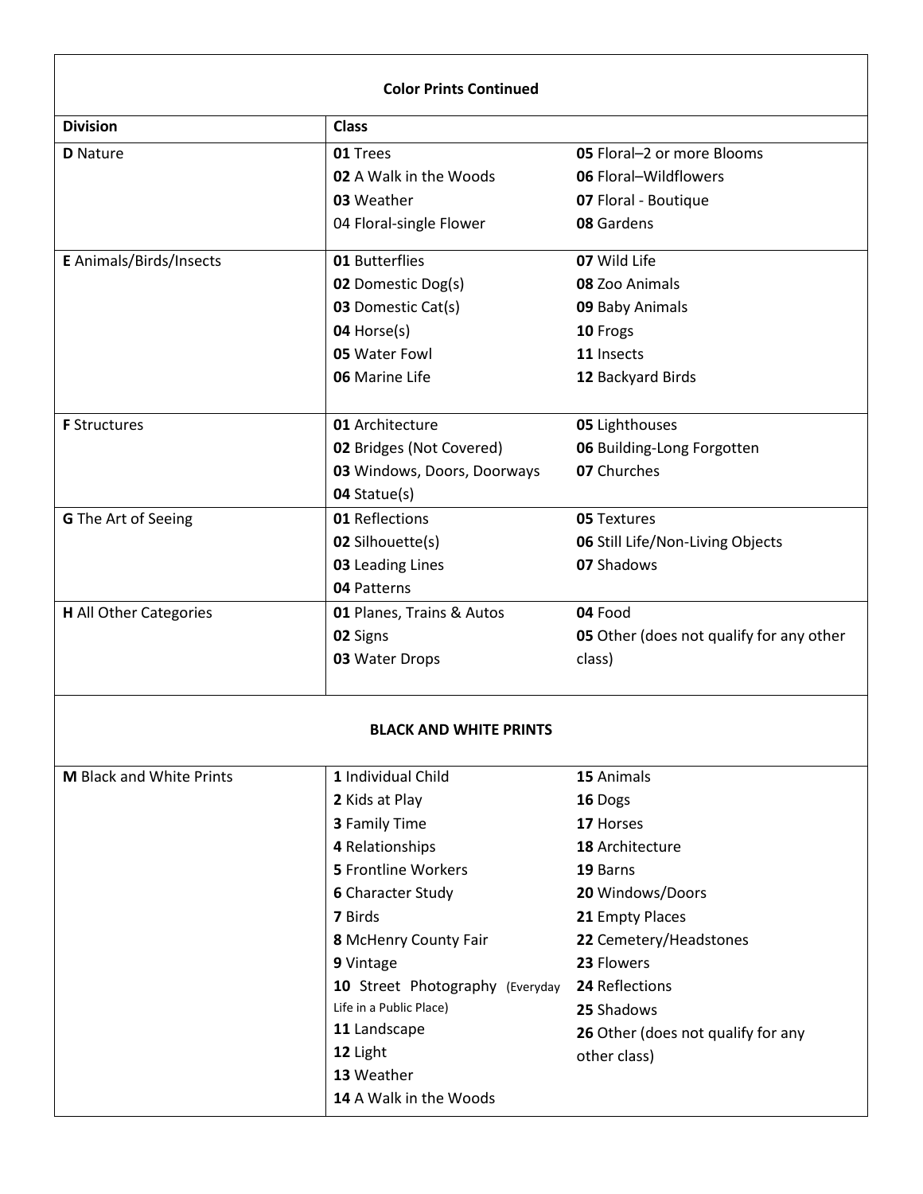| Color Prints Continued | | |
|---|---|---|
| **Division** | **Class** | |
| **D** Nature | **01** Trees<br>**02** A Walk in the Woods<br>**03** Weather<br>04 Floral-single Flower | **05** Floral–2 or more Blooms<br>**06** Floral–Wildflowers<br>**07** Floral - Boutique<br>**08** Gardens |
| **E** Animals/Birds/Insects | **01** Butterflies<br>**02** Domestic Dog(s)<br>**03** Domestic Cat(s)<br>**04** Horse(s)<br>**05** Water Fowl<br>**06** Marine Life | **07** Wild Life<br>**08** Zoo Animals<br>**09** Baby Animals<br>**10** Frogs<br>**11** Insects<br>**12** Backyard Birds |
| **F** Structures | **01** Architecture<br>**02** Bridges (Not Covered)<br>**03** Windows, Doors, Doorways<br>**04** Statue(s) | **05** Lighthouses<br>**06** Building-Long Forgotten<br>**07** Churches |
| **G** The Art of Seeing | **01** Reflections<br>**02** Silhouette(s)<br>**03** Leading Lines<br>**04** Patterns | **05** Textures<br>**06** Still Life/Non-Living Objects<br>**07** Shadows |
| **H** All Other Categories | **01** Planes, Trains & Autos<br>**02** Signs<br>**03** Water Drops | **04** Food<br>**05** Other (does not qualify for any other class) |

| BLACK AND WHITE PRINTS | | |
|---|---|---|
| **M** Black and White Prints | **1** Individual Child<br>**2** Kids at Play<br>**3** Family Time<br>**4** Relationships<br>**5** Frontline Workers<br>**6** Character Study<br>**7** Birds<br>**8** McHenry County Fair<br>**9** Vintage<br>**10** Street Photography (Everyday Life in a Public Place)<br>**11** Landscape<br>**12** Light<br>**13** Weather<br>**14** A Walk in the Woods | **15** Animals<br>**16** Dogs<br>**17** Horses<br>**18** Architecture<br>**19** Barns<br>**20** Windows/Doors<br>**21** Empty Places<br>**22** Cemetery/Headstones<br>**23** Flowers<br>**24** Reflections<br>**25** Shadows<br>**26** Other (does not qualify for any other class) |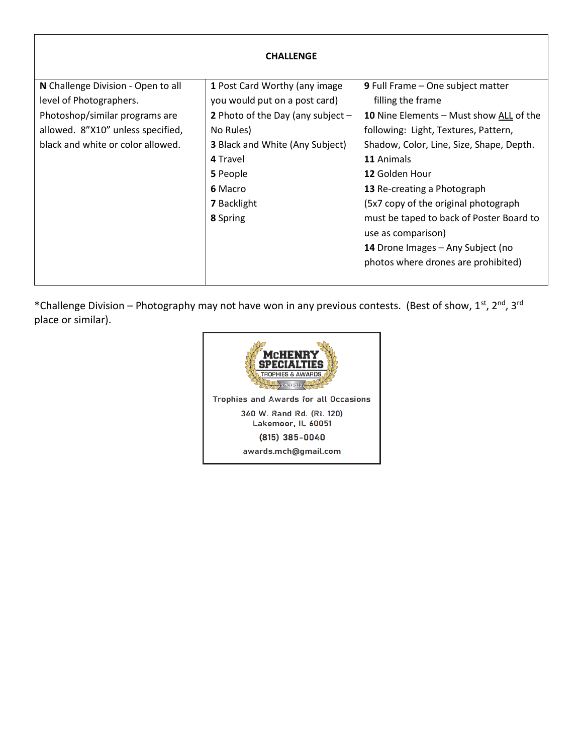| CHALLENGE | | |
|---|---|---|
| **N** Challenge Division - Open to all level of Photographers. Photoshop/similar programs are allowed. 8"X10" unless specified, black and white or color allowed. | **1** Post Card Worthy (any image you would put on a post card)<br>**2** Photo of the Day (any subject – No Rules)<br>**3** Black and White (Any Subject)<br>**4** Travel<br>**5** People<br>**6** Macro<br>**7** Backlight<br>**8** Spring | **9** Full Frame – One subject matter filling the frame<br>**10** Nine Elements – Must show ALL of the following: Light, Textures, Pattern, Shadow, Color, Line, Size, Shape, Depth.<br>**11** Animals<br>**12** Golden Hour<br>**13** Re-creating a Photograph (5x7 copy of the original photograph must be taped to back of Poster Board to use as comparison)<br>**14** Drone Images – Any Subject (no photos where drones are prohibited) |

*Challenge Division – Photography may not have won in any previous contests. (Best of show, 1st, 2nd, 3rd place or similar).

McHENRY SPECIALTIES
TROPHIES & AWARDS

Trophies and Awards for all Occasions

340 W. Rand Rd. (Rt. 120)
Lakemoor, IL 60051

(815) 385-0040

awards.mch@gmail.com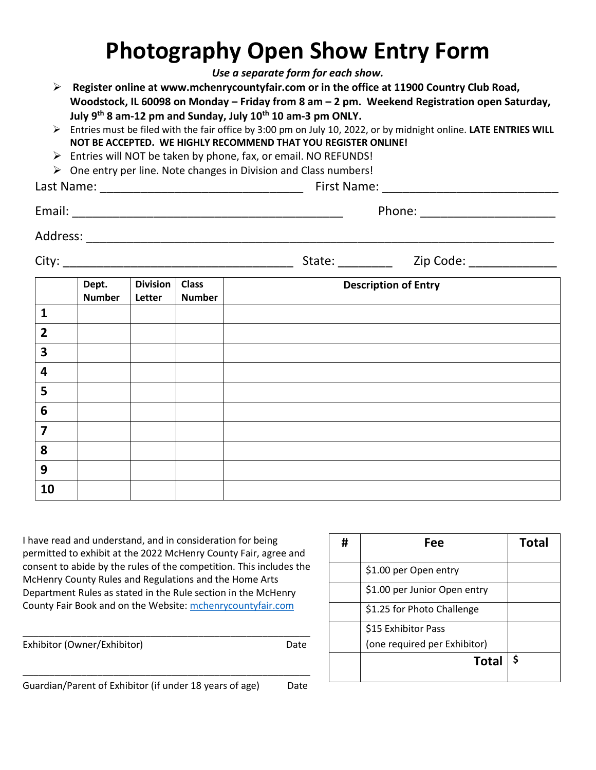# Photography Open Show Entry Form

*Use a separate form for each show.*

- **Register online at www.mchenrycountyfair.com or in the office at 11900 Country Club Road, Woodstock, IL 60098 on Monday – Friday from 8 am – 2 pm. Weekend Registration open Saturday, July 9th 8 am-12 pm and Sunday, July 10th 10 am-3 pm ONLY.**
- Entries must be filed with the fair office by 3:00 pm on July 10, 2022, or by midnight online. **LATE ENTRIES WILL NOT BE ACCEPTED. WE HIGHLY RECOMMEND THAT YOU REGISTER ONLINE!**
- Entries will NOT be taken by phone, fax, or email. NO REFUNDS!
- One entry per line. Note changes in Division and Class numbers!

Last Name: ______________________________ First Name: __________________________

Email: ________________________________________ Phone: ____________________

Address: _____________________________________________________________________

City: __________________________________ State: ________ Zip Code: _____________

| | Dept. Number | Division Letter | Class Number | Description of Entry |
|---|---|---|---|---|
| **1** | | | | |
| **2** | | | | |
| **3** | | | | |
| **4** | | | | |
| **5** | | | | |
| **6** | | | | |
| **7** | | | | |
| **8** | | | | |
| **9** | | | | |
| **10** | | | | |

I have read and understand, and in consideration for being permitted to exhibit at the 2022 McHenry County Fair, agree and consent to abide by the rules of the competition. This includes the McHenry County Rules and Regulations and the Home Arts Department Rules as stated in the Rule section in the McHenry County Fair Book and on the Website: mchenrycountyfair.com

_____________________________________________________
Exhibitor (Owner/Exhibitor) Date

_____________________________________________________
Guardian/Parent of Exhibitor (if under 18 years of age) Date

| # | Fee | Total |
|---|---|---|
| | $1.00 per Open entry | |
| | $1.00 per Junior Open entry | |
| | $1.25 for Photo Challenge | |
| | $15 Exhibitor Pass (one required per Exhibitor) | |
| | **Total** | $ |